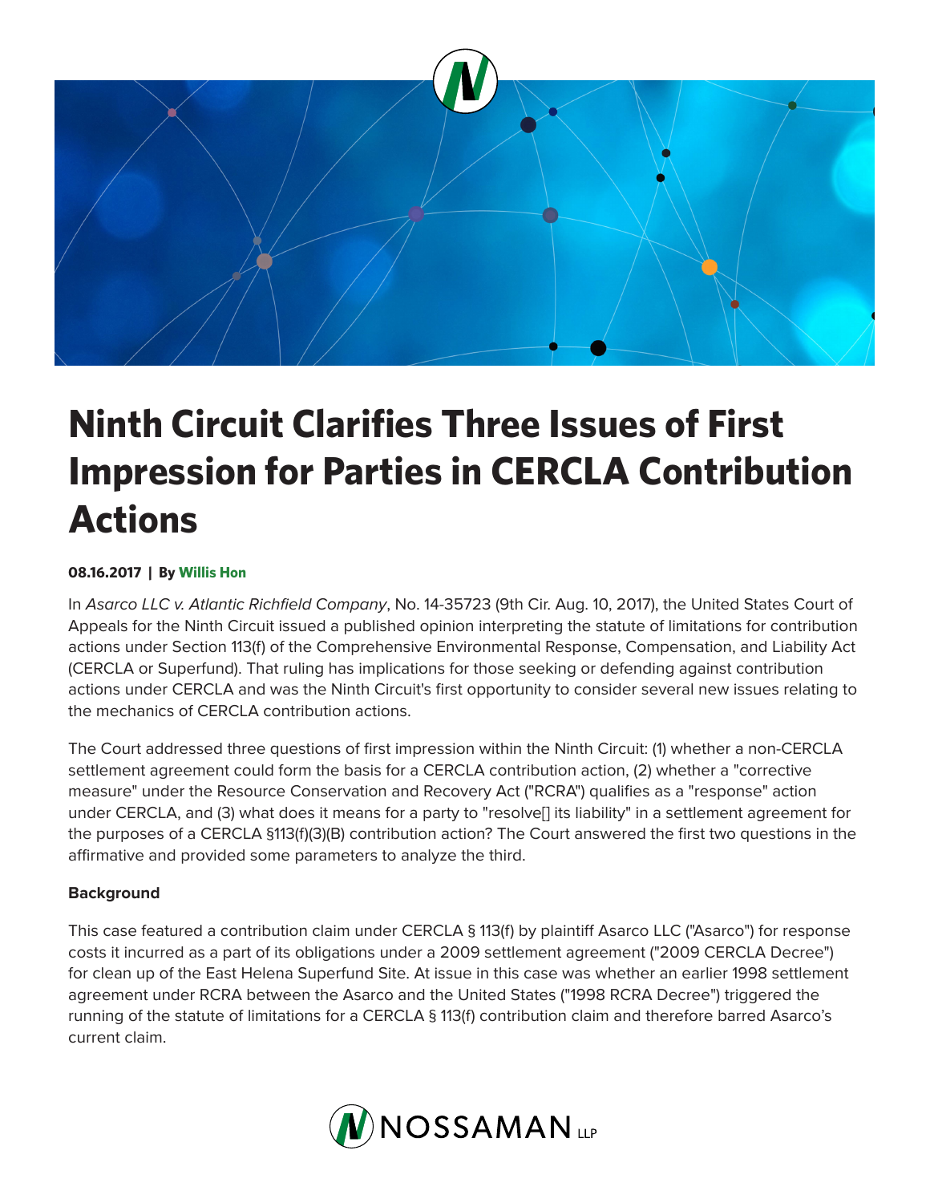# Ninth Circuit Clarifies Three Issues of First Impression for Parties in CERCLA Contribution Actions

**08.16.2017 | By Willis Hon**

In *Asarco LLC v. Atlantic Richfield Company*, No. 14-35723 (9th Cir. Aug. 10, 2017), the United States Court of Appeals for the Ninth Circuit issued a published opinion interpreting the statute of limitations for contribution actions under Section 113(f) of the Comprehensive Environmental Response, Compensation, and Liability Act (CERCLA or Superfund). That ruling has implications for those seeking or defending against contribution actions under CERCLA and was the Ninth Circuit's first opportunity to consider several new issues relating to the mechanics of CERCLA contribution actions.

The Court addressed three questions of first impression within the Ninth Circuit: (1) whether a non-CERCLA settlement agreement could form the basis for a CERCLA contribution action, (2) whether a "corrective measure" under the Resource Conservation and Recovery Act ("RCRA") qualifies as a "response" action under CERCLA, and (3) what does it mean for a party to "resolve[] its liability" in a settlement agreement for the purposes of a CERCLA §113(f)(3)(B) contribution action? The Court answered the first two questions in the affirmative and provided some parameters to analyze the third.

**Background**

This case featured a contribution claim under CERCLA § 113(f) by plaintiff Asarco LLC ("Asarco") for response costs it incurred as a part of its obligations under a 2009 settlement agreement ("2009 CERCLA Decree") for clean up of the East Helena Superfund Site. At issue in this case was whether an earlier 1998 settlement agreement under RCRA between the Asarco and the United States ("1998 RCRA Decree") triggered the running of the statute of limitations for a CERCLA § 113(f) contribution claim and therefore barred Asarco's current claim.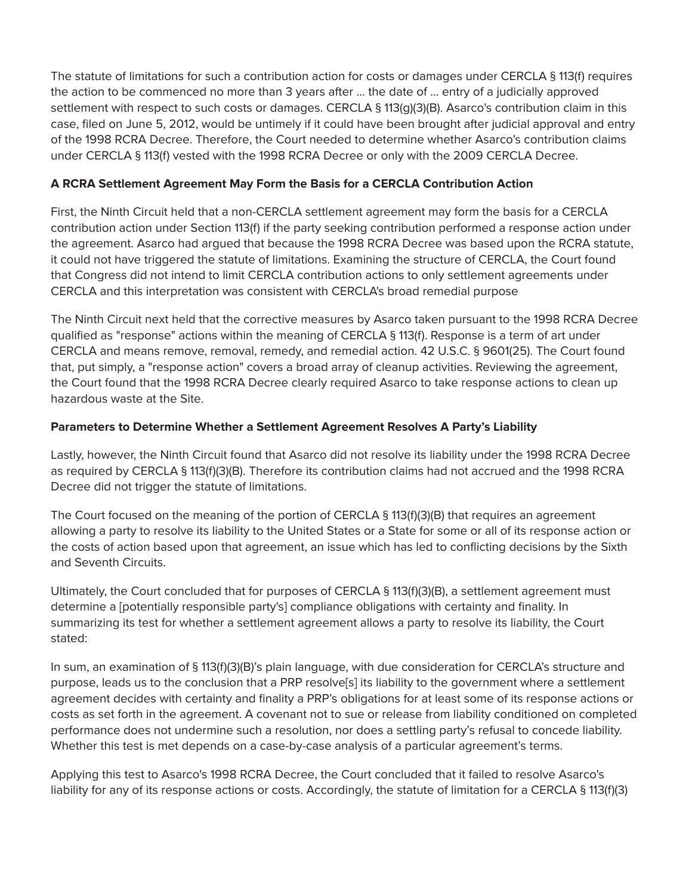The statute of limitations for such a contribution action for costs or damages under CERCLA § 113(f) requires the action to be commenced no more than 3 years after ... the date of ... entry of a judicially approved settlement with respect to such costs or damages. CERCLA § 113(g)(3)(B). Asarco's contribution claim in this case, filed on June 5, 2012, would be untimely if it could have been brought after judicial approval and entry of the 1998 RCRA Decree. Therefore, the Court needed to determine whether Asarco's contribution claims under CERCLA § 113(f) vested with the 1998 RCRA Decree or only with the 2009 CERCLA Decree.

**A RCRA Settlement Agreement May Form the Basis for a CERCLA Contribution Action**

First, the Ninth Circuit held that a non-CERCLA settlement agreement may form the basis for a CERCLA contribution action under Section 113(f) if the party seeking contribution performed a response action under the agreement. Asarco had argued that because the 1998 RCRA Decree was based upon the RCRA statute, it could not have triggered the statute of limitations. Examining the structure of CERCLA, the Court found that Congress did not intend to limit CERCLA contribution actions to only settlement agreements under CERCLA and this interpretation was consistent with CERCLA's broad remedial purpose

The Ninth Circuit next held that the corrective measures by Asarco taken pursuant to the 1998 RCRA Decree qualified as "response" actions within the meaning of CERCLA § 113(f). Response is a term of art under CERCLA and means remove, removal, remedy, and remedial action. 42 U.S.C. § 9601(25). The Court found that, put simply, a "response action" covers a broad array of cleanup activities. Reviewing the agreement, the Court found that the 1998 RCRA Decree clearly required Asarco to take response actions to clean up hazardous waste at the Site.

**Parameters to Determine Whether a Settlement Agreement Resolves A Party's Liability**

Lastly, however, the Ninth Circuit found that Asarco did not resolve its liability under the 1998 RCRA Decree as required by CERCLA § 113(f)(3)(B). Therefore its contribution claims had not accrued and the 1998 RCRA Decree did not trigger the statute of limitations.

The Court focused on the meaning of the portion of CERCLA § 113(f)(3)(B) that requires an agreement allowing a party to resolve its liability to the United States or a State for some or all of its response action or the costs of action based upon that agreement, an issue which has led to conflicting decisions by the Sixth and Seventh Circuits.

Ultimately, the Court concluded that for purposes of CERCLA § 113(f)(3)(B), a settlement agreement must determine a [potentially responsible party's] compliance obligations with certainty and finality. In summarizing its test for whether a settlement agreement allows a party to resolve its liability, the Court stated:

In sum, an examination of § 113(f)(3)(B)'s plain language, with due consideration for CERCLA's structure and purpose, leads us to the conclusion that a PRP resolve[s] its liability to the government where a settlement agreement decides with certainty and finality a PRP's obligations for at least some of its response actions or costs as set forth in the agreement. A covenant not to sue or release from liability conditioned on completed performance does not undermine such a resolution, nor does a settling party's refusal to concede liability. Whether this test is met depends on a case-by-case analysis of a particular agreement's terms.

Applying this test to Asarco's 1998 RCRA Decree, the Court concluded that it failed to resolve Asarco's liability for any of its response actions or costs. Accordingly, the statute of limitation for a CERCLA § 113(f)(3)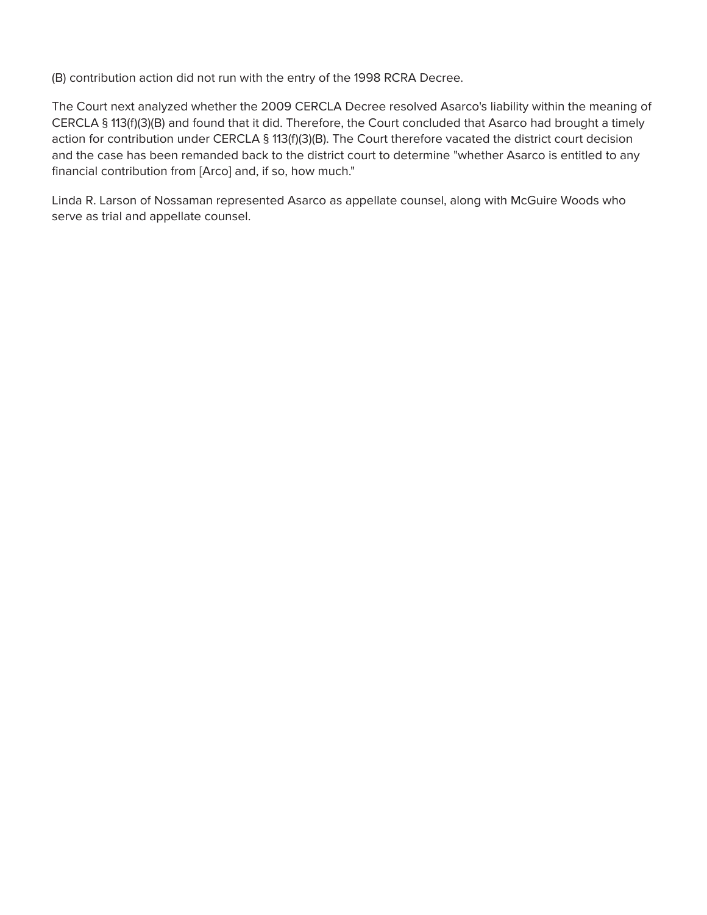(B) contribution action did not run with the entry of the 1998 RCRA Decree.

The Court next analyzed whether the 2009 CERCLA Decree resolved Asarco's liability within the meaning of CERCLA § 113(f)(3)(B) and found that it did. Therefore, the Court concluded that Asarco had brought a timely action for contribution under CERCLA § 113(f)(3)(B). The Court therefore vacated the district court decision and the case has been remanded back to the district court to determine "whether Asarco is entitled to any financial contribution from [Arco] and, if so, how much."

Linda R. Larson of Nossaman represented Asarco as appellate counsel, along with McGuire Woods who serve as trial and appellate counsel.